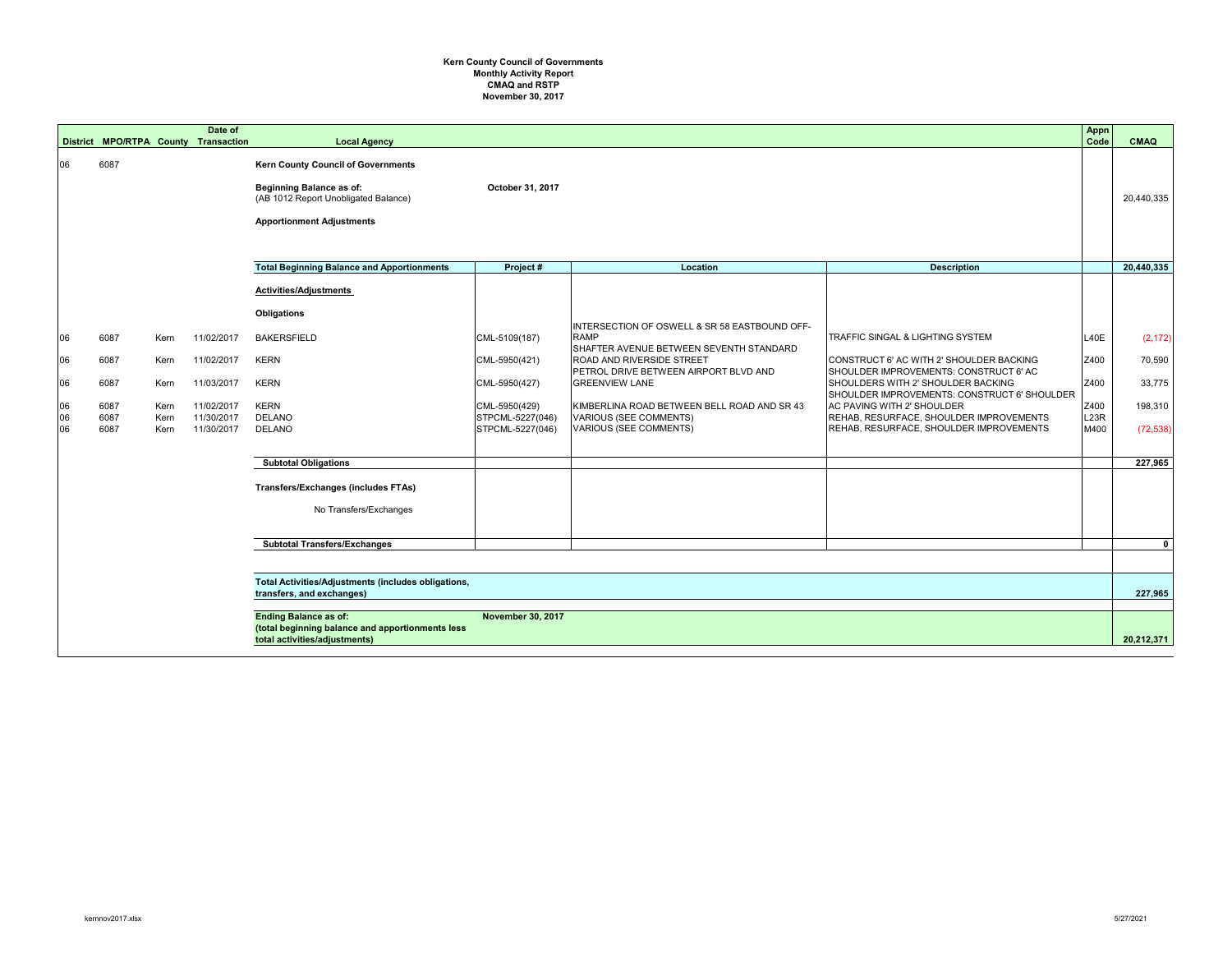# Kern County Council of Governments
## Monthly Activity Report
## CMAQ and RSTP
## November 30, 2017

| District | MPO/RTPA | County | Date of Transaction | Local Agency | Project # | Location | Description | Appn Code | CMAQ |
|---|---|---|---|---|---|---|---|---|---|
| 06 | 6087 | | | **Kern County Council of Governments** | | | | | |
| | | | | **Beginning Balance as of:** (AB 1012 Report Unobligated Balance) | October 31, 2017 | | | | 20,440,335 |
| | | | | **Apportionment Adjustments** | | | | | |
| | | | | **Total Beginning Balance and Apportionments** | **Project #** | **Location** | **Description** | | **20,440,335** |
| | | | | **Activities/Adjustments** | | | | | |
| | | | | **Obligations** | | | | | |
| 06 | 6087 | Kern | 11/02/2017 | BAKERSFIELD | CML-5109(187) | INTERSECTION OF OSWELL & SR 58 EASTBOUND OFF-RAMP | TRAFFIC SINGAL & LIGHTING SYSTEM | L40E | (2,172) |
| 06 | 6087 | Kern | 11/02/2017 | KERN | CML-5950(421) | SHAFTER AVENUE BETWEEN SEVENTH STANDARD ROAD AND RIVERSIDE STREET | CONSTRUCT 6' AC WITH 2' SHOULDER BACKING | Z400 | 70,590 |
| 06 | 6087 | Kern | 11/03/2017 | KERN | CML-5950(427) | PETROL DRIVE BETWEEN AIRPORT BLVD AND GREENVIEW LANE | SHOULDER IMPROVEMENTS: CONSTRUCT 6' AC SHOULDERS WITH 2' SHOULDER BACKING | Z400 | 33,775 |
| 06 | 6087 | Kern | 11/02/2017 | KERN | CML-5950(429) | KIMBERLINA ROAD BETWEEN BELL ROAD AND SR 43 | SHOULDER IMPROVEMENTS: CONSTRUCT 6' SHOULDER AC PAVING WITH 2' SHOULDER | Z400 | 198,310 |
| 06 | 6087 | Kern | 11/30/2017 | DELANO | STPCML-5227(046) | VARIOUS (SEE COMMENTS) | REHAB, RESURFACE, SHOULDER IMPROVEMENTS | L23R | |
| 06 | 6087 | Kern | 11/30/2017 | DELANO | STPCML-5227(046) | VARIOUS (SEE COMMENTS) | REHAB, RESURFACE, SHOULDER IMPROVEMENTS | M400 | (72,538) |
| | | | | **Subtotal Obligations** | | | | | **227,965** |
| | | | | **Transfers/Exchanges (includes FTAs)** | | | | | |
| | | | | No Transfers/Exchanges | | | | | |
| | | | | **Subtotal Transfers/Exchanges** | | | | | **0** |
| | | | | **Total Activities/Adjustments (includes obligations, transfers, and exchanges)** | | | | | **227,965** |
| | | | | **Ending Balance as of:** (total beginning balance and apportionments less total activities/adjustments) | **November 30, 2017** | | | | **20,212,371** |

kernnov2017.xlsx 5/27/2021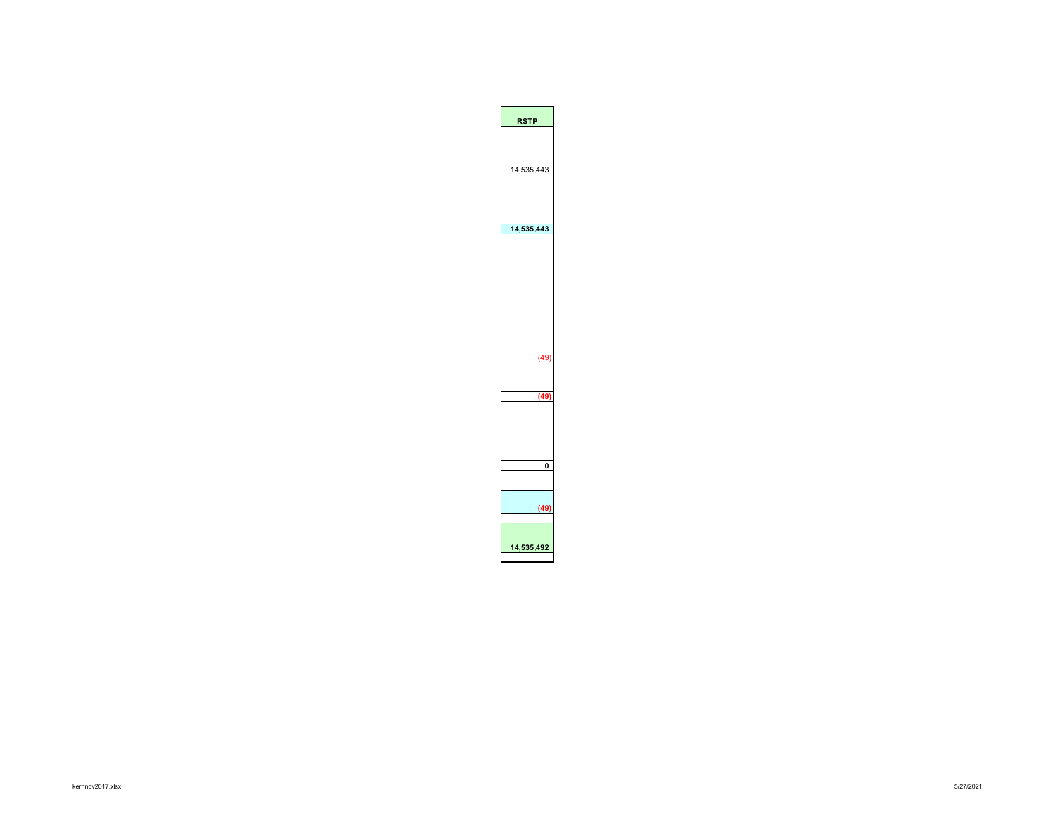| RSTP |
|---|
| 14,535,443 |
| **14,535,443** |
| (49) |
| **(49)** |
| **0** |
| **(49)** |
| **14,535,492** |